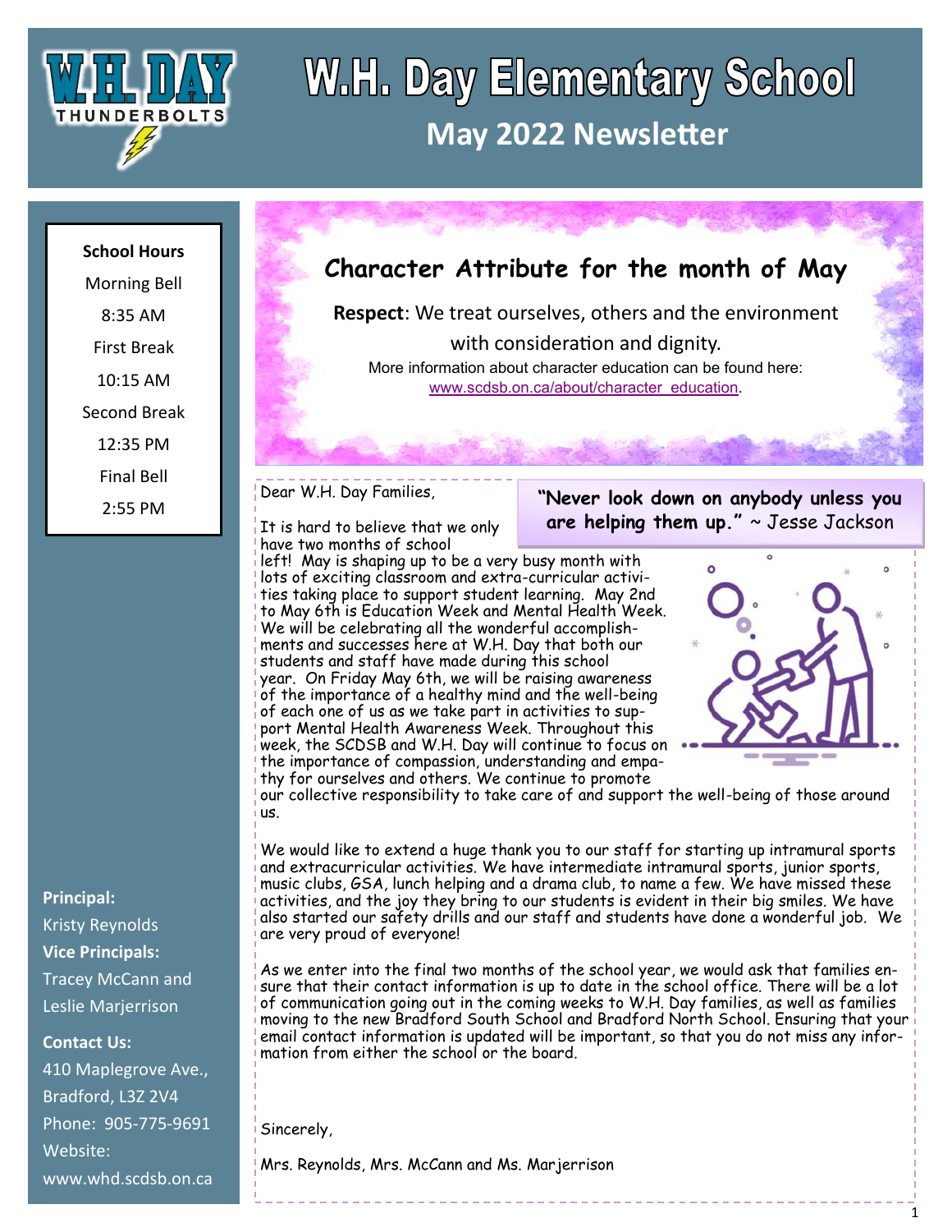# W.H. Day Elementary School

## May 2022 Newsletter

**School Hours**

Morning Bell
8:35 AM

First Break
10:15 AM

Second Break
12:35 PM

Final Bell
2:55 PM

## Character Attribute for the month of May

**Respect**: We treat ourselves, others and the environment with consideration and dignity.

More information about character education can be found here: www.scdsb.on.ca/about/character_education.

Dear W.H. Day Families,

**"Never look down on anybody unless you are helping them up."** ~ Jesse Jackson

It is hard to believe that we only have two months of school left! May is shaping up to be a very busy month with lots of exciting classroom and extra-curricular activities taking place to support student learning. May 2nd to May 6th is Education Week and Mental Health Week. We will be celebrating all the wonderful accomplishments and successes here at W.H. Day that both our students and staff have made during this school year. On Friday May 6th, we will be raising awareness of the importance of a healthy mind and the well-being of each one of us as we take part in activities to support Mental Health Awareness Week. Throughout this week, the SCDSB and W.H. Day will continue to focus on the importance of compassion, understanding and empathy for ourselves and others. We continue to promote our collective responsibility to take care of and support the well-being of those around us.

We would like to extend a huge thank you to our staff for starting up intramural sports and extracurricular activities. We have intermediate intramural sports, junior sports, music clubs, GSA, lunch helping and a drama club, to name a few. We have missed these activities, and the joy they bring to our students is evident in their big smiles. We have also started our safety drills and our staff and students have done a wonderful job. We are very proud of everyone!

As we enter into the final two months of the school year, we would ask that families ensure that their contact information is up to date in the school office. There will be a lot of communication going out in the coming weeks to W.H. Day families, as well as families moving to the new Bradford South School and Bradford North School. Ensuring that your email contact information is updated will be important, so that you do not miss any information from either the school or the board.

Sincerely,

Mrs. Reynolds, Mrs. McCann and Ms. Marjerrison

**Principal:**
Kristy Reynolds

**Vice Principals:**
Tracey McCann and Leslie Marjerrison

**Contact Us:**
410 Maplegrove Ave., Bradford, L3Z 2V4
Phone: 905-775-9691
Website: www.whd.scdsb.on.ca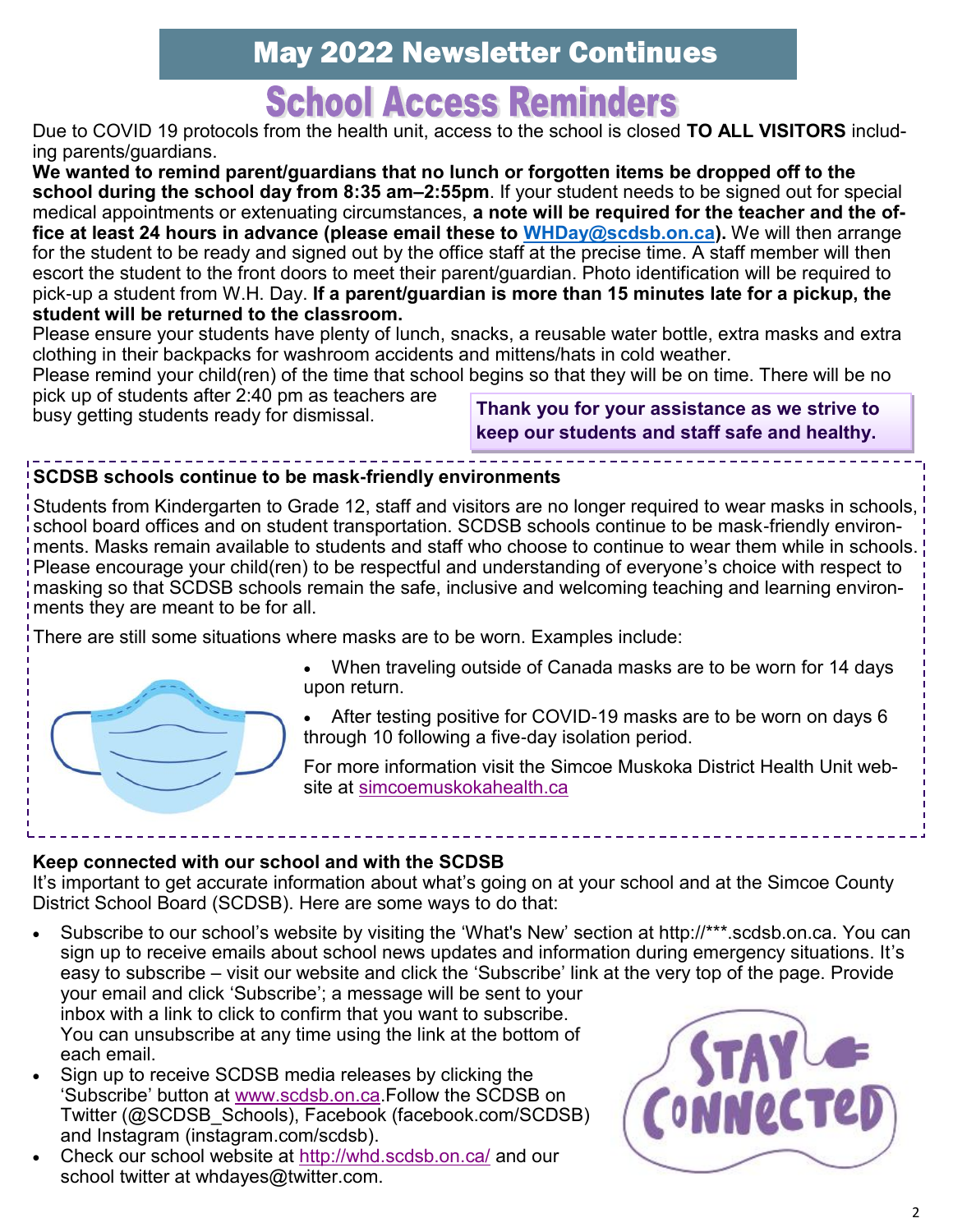## May 2022 Newsletter Continues

# School Access Reminders

Due to COVID 19 protocols from the health unit, access to the school is closed **TO ALL VISITORS** including parents/guardians.

**We wanted to remind parent/guardians that no lunch or forgotten items be dropped off to the school during the school day from 8:35 am–2:55pm**. If your student needs to be signed out for special medical appointments or extenuating circumstances, **a note will be required for the teacher and the office at least 24 hours in advance (please email these to WHDay@scdsb.on.ca).** We will then arrange for the student to be ready and signed out by the office staff at the precise time. A staff member will then escort the student to the front doors to meet their parent/guardian. Photo identification will be required to pick-up a student from W.H. Day. **If a parent/guardian is more than 15 minutes late for a pickup, the student will be returned to the classroom.**

Please ensure your students have plenty of lunch, snacks, a reusable water bottle, extra masks and extra clothing in their backpacks for washroom accidents and mittens/hats in cold weather.

Please remind your child(ren) of the time that school begins so that they will be on time. There will be no pick up of students after 2:40 pm as teachers are busy getting students ready for dismissal.

**Thank you for your assistance as we strive to keep our students and staff safe and healthy.**

**SCDSB schools continue to be mask-friendly environments**

Students from Kindergarten to Grade 12, staff and visitors are no longer required to wear masks in schools, school board offices and on student transportation. SCDSB schools continue to be mask-friendly environments. Masks remain available to students and staff who choose to continue to wear them while in schools. Please encourage your child(ren) to be respectful and understanding of everyone's choice with respect to masking so that SCDSB schools remain the safe, inclusive and welcoming teaching and learning environments they are meant to be for all.

There are still some situations where masks are to be worn. Examples include:

- When traveling outside of Canada masks are to be worn for 14 days upon return.
- After testing positive for COVID-19 masks are to be worn on days 6 through 10 following a five-day isolation period.

For more information visit the Simcoe Muskoka District Health Unit website at simcoemuskokahealth.ca

**Keep connected with our school and with the SCDSB**

It's important to get accurate information about what's going on at your school and at the Simcoe County District School Board (SCDSB). Here are some ways to do that:

- Subscribe to our school's website by visiting the 'What's New' section at http://***.scdsb.on.ca. You can sign up to receive emails about school news updates and information during emergency situations. It's easy to subscribe – visit our website and click the 'Subscribe' link at the very top of the page. Provide your email and click 'Subscribe'; a message will be sent to your inbox with a link to click to confirm that you want to subscribe. You can unsubscribe at any time using the link at the bottom of each email.
- Sign up to receive SCDSB media releases by clicking the 'Subscribe' button at www.scdsb.on.ca.Follow the SCDSB on Twitter (@SCDSB_Schools), Facebook (facebook.com/SCDSB) and Instagram (instagram.com/scdsb).
- Check our school website at http://whd.scdsb.on.ca/ and our school twitter at whdayes@twitter.com.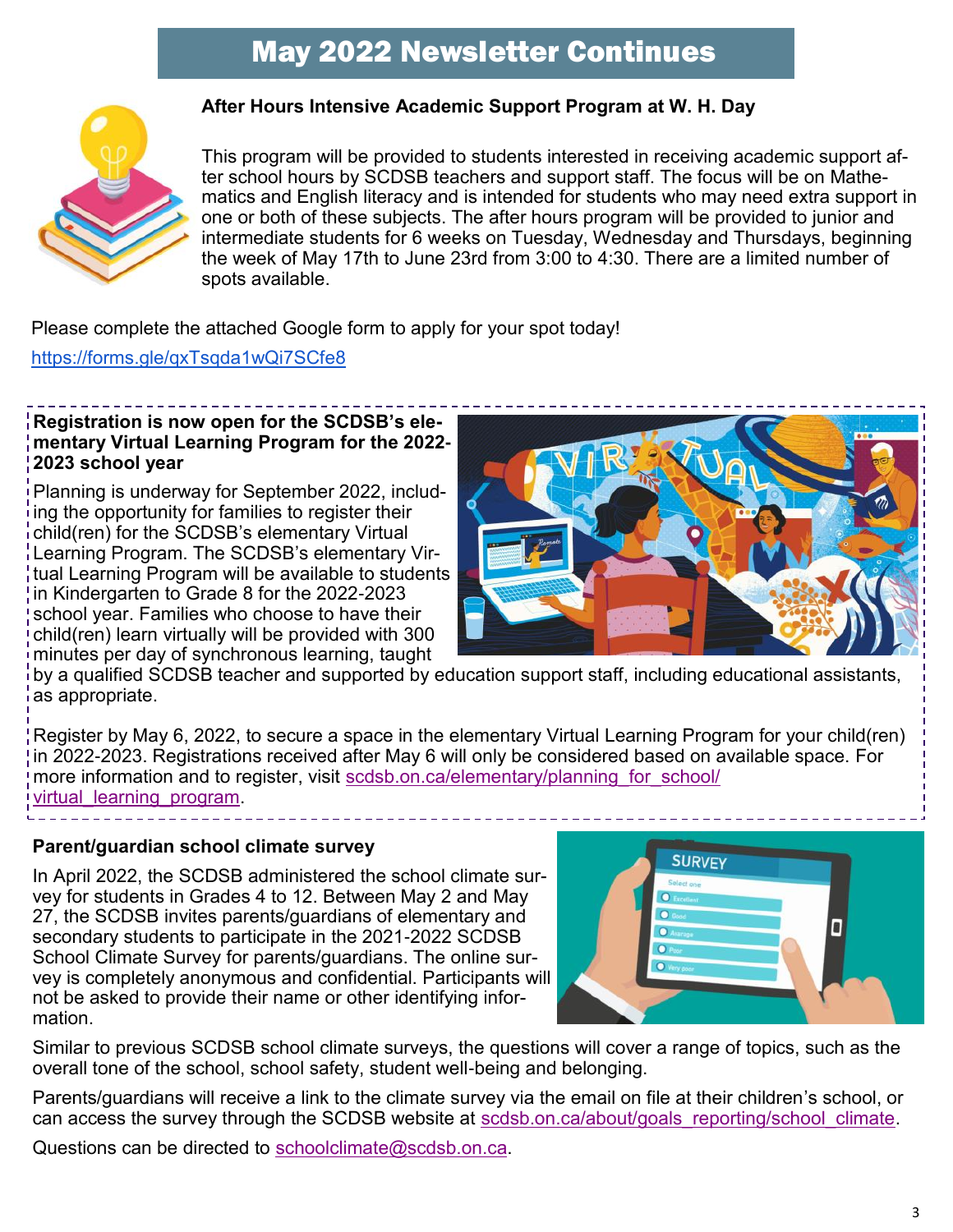# May 2022 Newsletter Continues

### After Hours Intensive Academic Support Program at W. H. Day

This program will be provided to students interested in receiving academic support after school hours by SCDSB teachers and support staff. The focus will be on Mathematics and English literacy and is intended for students who may need extra support in one or both of these subjects. The after hours program will be provided to junior and intermediate students for 6 weeks on Tuesday, Wednesday and Thursdays, beginning the week of May 17th to June 23rd from 3:00 to 4:30. There are a limited number of spots available.

Please complete the attached Google form to apply for your spot today!

https://forms.gle/qxTsqda1wQi7SCfe8

### Registration is now open for the SCDSB's elementary Virtual Learning Program for the 2022-2023 school year

Planning is underway for September 2022, including the opportunity for families to register their child(ren) for the SCDSB's elementary Virtual Learning Program. The SCDSB's elementary Virtual Learning Program will be available to students in Kindergarten to Grade 8 for the 2022-2023 school year. Families who choose to have their child(ren) learn virtually will be provided with 300 minutes per day of synchronous learning, taught by a qualified SCDSB teacher and supported by education support staff, including educational assistants, as appropriate.

Register by May 6, 2022, to secure a space in the elementary Virtual Learning Program for your child(ren) in 2022-2023. Registrations received after May 6 will only be considered based on available space. For more information and to register, visit scdsb.on.ca/elementary/planning_for_school/virtual_learning_program.

### Parent/guardian school climate survey

In April 2022, the SCDSB administered the school climate survey for students in Grades 4 to 12. Between May 2 and May 27, the SCDSB invites parents/guardians of elementary and secondary students to participate in the 2021-2022 SCDSB School Climate Survey for parents/guardians. The online survey is completely anonymous and confidential. Participants will not be asked to provide their name or other identifying information.

Similar to previous SCDSB school climate surveys, the questions will cover a range of topics, such as the overall tone of the school, school safety, student well-being and belonging.

Parents/guardians will receive a link to the climate survey via the email on file at their children's school, or can access the survey through the SCDSB website at scdsb.on.ca/about/goals_reporting/school_climate.

Questions can be directed to schoolclimate@scdsb.on.ca.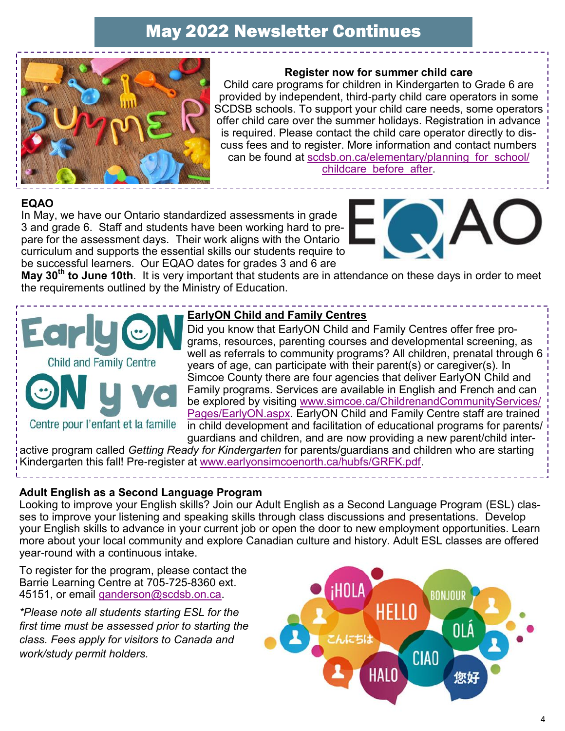# May 2022 Newsletter Continues

**Register now for summer child care**

Child care programs for children in Kindergarten to Grade 6 are provided by independent, third-party child care operators in some SCDSB schools. To support your child care needs, some operators offer child care over the summer holidays. Registration in advance is required. Please contact the child care operator directly to discuss fees and to register. More information and contact numbers can be found at scdsb.on.ca/elementary/planning_for_school/childcare_before_after.

**EQAO**

In May, we have our Ontario standardized assessments in grade 3 and grade 6. Staff and students have been working hard to prepare for the assessment days. Their work aligns with the Ontario curriculum and supports the essential skills our students require to be successful learners. Our EQAO dates for grades 3 and 6 are **May 30th to June 10th**. It is very important that students are in attendance on these days in order to meet the requirements outlined by the Ministry of Education.

**EarlyON Child and Family Centres**

Did you know that EarlyON Child and Family Centres offer free programs, resources, parenting courses and developmental screening, as well as referrals to community programs? All children, prenatal through 6 years of age, can participate with their parent(s) or caregiver(s). In Simcoe County there are four agencies that deliver EarlyON Child and Family programs. Services are available in English and French and can be explored by visiting www.simcoe.ca/ChildrenandCommunityServices/Pages/EarlyON.aspx. EarlyON Child and Family Centre staff are trained in child development and facilitation of educational programs for parents/guardians and children, and are now providing a new parent/child interactive program called *Getting Ready for Kindergarten* for parents/guardians and children who are starting Kindergarten this fall! Pre-register at www.earlyonsimcoenorth.ca/hubfs/GRFK.pdf.

**Adult English as a Second Language Program**

Looking to improve your English skills? Join our Adult English as a Second Language Program (ESL) classes to improve your listening and speaking skills through class discussions and presentations. Develop your English skills to advance in your current job or open the door to new employment opportunities. Learn more about your local community and explore Canadian culture and history. Adult ESL classes are offered year-round with a continuous intake.

To register for the program, please contact the Barrie Learning Centre at 705-725-8360 ext. 45151, or email ganderson@scdsb.on.ca.

*\*Please note all students starting ESL for the first time must be assessed prior to starting the class. Fees apply for visitors to Canada and work/study permit holders.*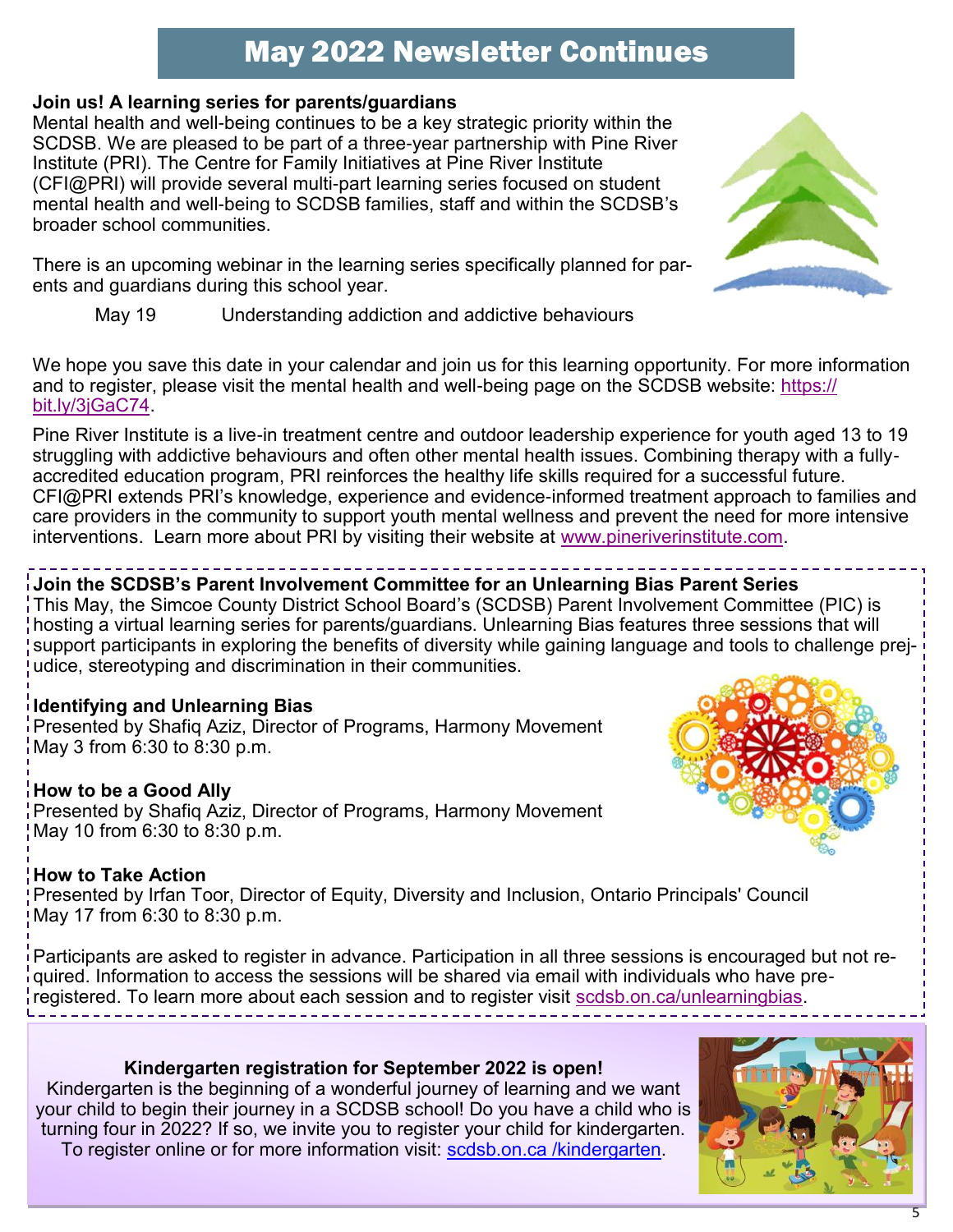# May 2022 Newsletter Continues

**Join us! A learning series for parents/guardians**

Mental health and well-being continues to be a key strategic priority within the SCDSB. We are pleased to be part of a three-year partnership with Pine River Institute (PRI). The Centre for Family Initiatives at Pine River Institute (CFI@PRI) will provide several multi-part learning series focused on student mental health and well-being to SCDSB families, staff and within the SCDSB's broader school communities.

There is an upcoming webinar in the learning series specifically planned for parents and guardians during this school year.

May 19 Understanding addiction and addictive behaviours

We hope you save this date in your calendar and join us for this learning opportunity. For more information and to register, please visit the mental health and well-being page on the SCDSB website: https://bit.ly/3jGaC74.

Pine River Institute is a live-in treatment centre and outdoor leadership experience for youth aged 13 to 19 struggling with addictive behaviours and often other mental health issues. Combining therapy with a fully-accredited education program, PRI reinforces the healthy life skills required for a successful future. CFI@PRI extends PRI's knowledge, experience and evidence-informed treatment approach to families and care providers in the community to support youth mental wellness and prevent the need for more intensive interventions. Learn more about PRI by visiting their website at www.pineriverinstitute.com.

**Join the SCDSB's Parent Involvement Committee for an Unlearning Bias Parent Series**

This May, the Simcoe County District School Board's (SCDSB) Parent Involvement Committee (PIC) is hosting a virtual learning series for parents/guardians. Unlearning Bias features three sessions that will support participants in exploring the benefits of diversity while gaining language and tools to challenge prejudice, stereotyping and discrimination in their communities.

**Identifying and Unlearning Bias**
Presented by Shafiq Aziz, Director of Programs, Harmony Movement
May 3 from 6:30 to 8:30 p.m.

**How to be a Good Ally**
Presented by Shafiq Aziz, Director of Programs, Harmony Movement
May 10 from 6:30 to 8:30 p.m.

**How to Take Action**
Presented by Irfan Toor, Director of Equity, Diversity and Inclusion, Ontario Principals' Council
May 17 from 6:30 to 8:30 p.m.

Participants are asked to register in advance. Participation in all three sessions is encouraged but not required. Information to access the sessions will be shared via email with individuals who have pre-registered. To learn more about each session and to register visit scdsb.on.ca/unlearningbias.

**Kindergarten registration for September 2022 is open!**

Kindergarten is the beginning of a wonderful journey of learning and we want your child to begin their journey in a SCDSB school! Do you have a child who is turning four in 2022? If so, we invite you to register your child for kindergarten. To register online or for more information visit: scdsb.on.ca /kindergarten.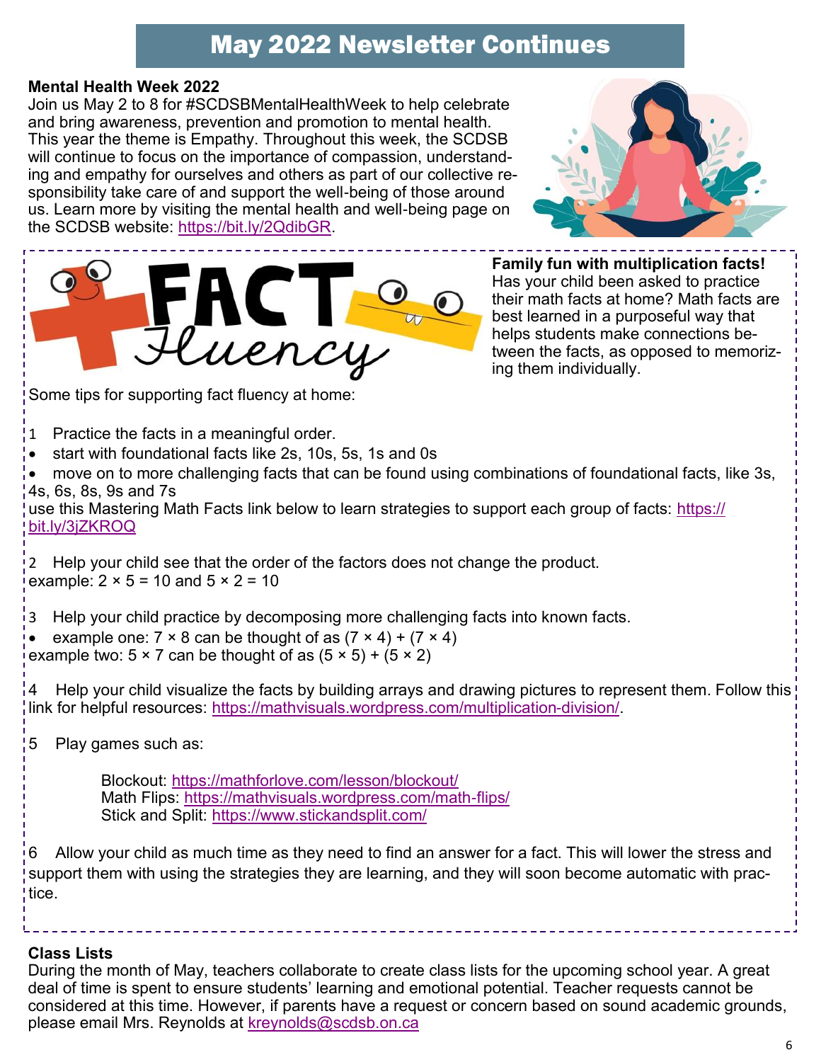# May 2022 Newsletter Continues

**Mental Health Week 2022**

Join us May 2 to 8 for #SCDSBMentalHealthWeek to help celebrate and bring awareness, prevention and promotion to mental health. This year the theme is Empathy. Throughout this week, the SCDSB will continue to focus on the importance of compassion, understanding and empathy for ourselves and others as part of our collective responsibility take care of and support the well-being of those around us. Learn more by visiting the mental health and well-being page on the SCDSB website: https://bit.ly/2QdibGR.

**Family fun with multiplication facts!**

Has your child been asked to practice their math facts at home? Math facts are best learned in a purposeful way that helps students make connections between the facts, as opposed to memorizing them individually.

Some tips for supporting fact fluency at home:

1 Practice the facts in a meaningful order.

- start with foundational facts like 2s, 10s, 5s, 1s and 0s
- move on to more challenging facts that can be found using combinations of foundational facts, like 3s, 4s, 6s, 8s, 9s and 7s

use this Mastering Math Facts link below to learn strategies to support each group of facts: https://bit.ly/3jZKROQ

2 Help your child see that the order of the factors does not change the product.
example: $2 \times 5 = 10$ and $5 \times 2 = 10$

3 Help your child practice by decomposing more challenging facts into known facts.

- example one: $7 \times 8$ can be thought of as $(7 \times 4) + (7 \times 4)$

example two: $5 \times 7$ can be thought of as $(5 \times 5) + (5 \times 2)$

4 Help your child visualize the facts by building arrays and drawing pictures to represent them. Follow this link for helpful resources: https://mathvisuals.wordpress.com/multiplication-division/.

5 Play games such as:

Blockout: https://mathforlove.com/lesson/blockout/
Math Flips: https://mathvisuals.wordpress.com/math-flips/
Stick and Split: https://www.stickandsplit.com/

6 Allow your child as much time as they need to find an answer for a fact. This will lower the stress and support them with using the strategies they are learning, and they will soon become automatic with practice.

**Class Lists**

During the month of May, teachers collaborate to create class lists for the upcoming school year. A great deal of time is spent to ensure students' learning and emotional potential. Teacher requests cannot be considered at this time. However, if parents have a request or concern based on sound academic grounds, please email Mrs. Reynolds at kreynolds@scdsb.on.ca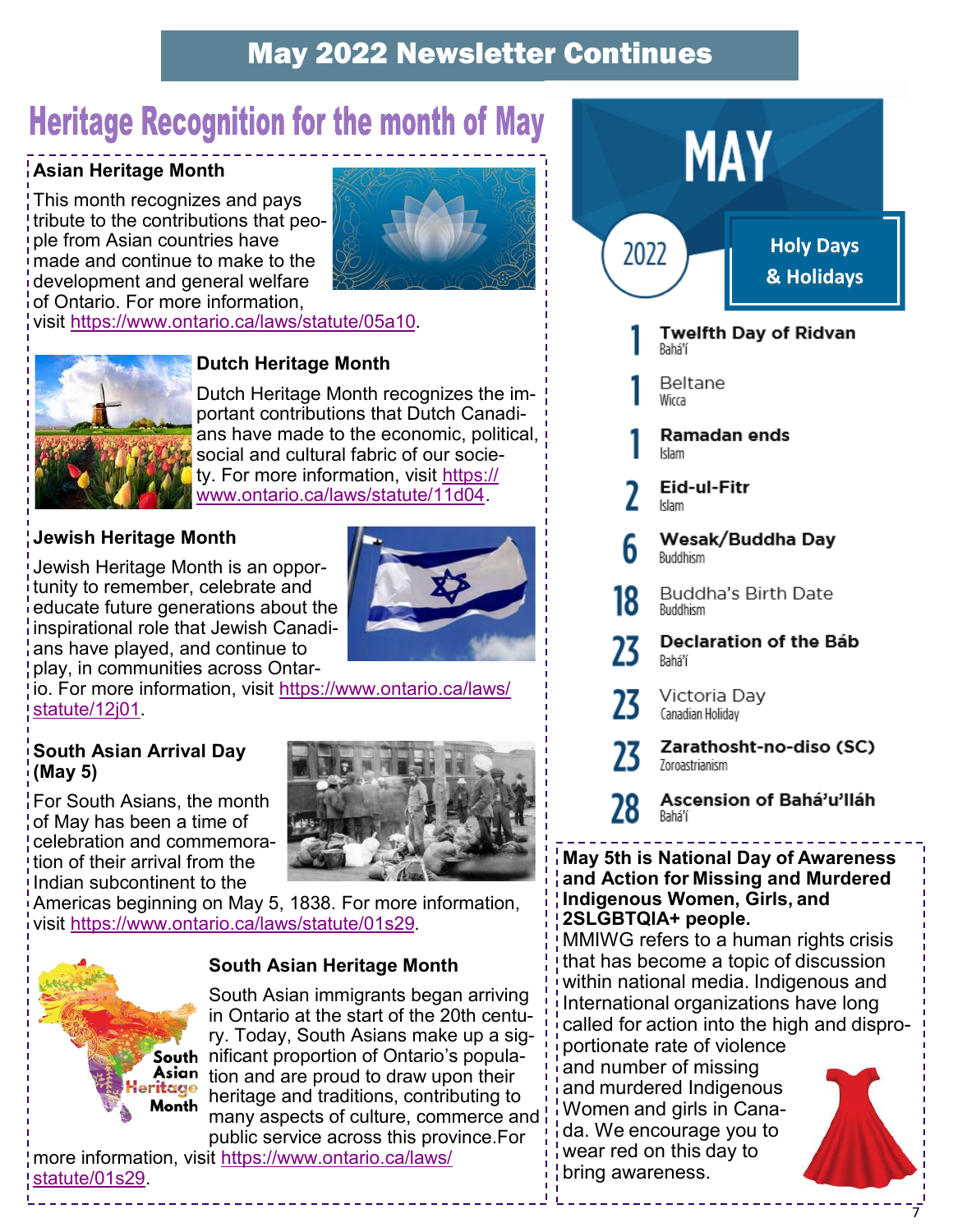# May 2022 Newsletter Continues

## Heritage Recognition for the month of May

### Asian Heritage Month

This month recognizes and pays tribute to the contributions that people from Asian countries have made and continue to make to the development and general welfare of Ontario. For more information, visit https://www.ontario.ca/laws/statute/05a10.

### Dutch Heritage Month

Dutch Heritage Month recognizes the important contributions that Dutch Canadians have made to the economic, political, social and cultural fabric of our society. For more information, visit https://www.ontario.ca/laws/statute/11d04.

### Jewish Heritage Month

Jewish Heritage Month is an opportunity to remember, celebrate and educate future generations about the inspirational role that Jewish Canadians have played, and continue to play, in communities across Ontario. For more information, visit https://www.ontario.ca/laws/statute/12j01.

### South Asian Arrival Day (May 5)

For South Asians, the month of May has been a time of celebration and commemoration of their arrival from the Indian subcontinent to the Americas beginning on May 5, 1838. For more information, visit https://www.ontario.ca/laws/statute/01s29.

### South Asian Heritage Month

South Asian immigrants began arriving in Ontario at the start of the 20th century. Today, South Asians make up a significant proportion of Ontario's population and are proud to draw upon their heritage and traditions, contributing to many aspects of culture, commerce and public service across this province.For more information, visit https://www.ontario.ca/laws/statute/01s29.

## MAY 2022 Holy Days & Holidays

- **1** — **Twelfth Day of Ridvan** (Bahá'í)
- **1** — Beltane (Wicca)
- **1** — **Ramadan ends** (Islam)
- **2** — **Eid-ul-Fitr** (Islam)
- **6** — **Wesak/Buddha Day** (Buddhism)
- **18** — Buddha's Birth Date (Buddhism)
- **23** — **Declaration of the Báb** (Bahá'í)
- **23** — Victoria Day (Canadian Holiday)
- **23** — **Zarathosht-no-diso (SC)** (Zoroastrianism)
- **28** — **Ascension of Bahá'u'lláh** (Bahá'í)

**May 5th is National Day of Awareness and Action for Missing and Murdered Indigenous Women, Girls, and 2SLGBTQIA+ people.**

MMIWG refers to a human rights crisis that has become a topic of discussion within national media. Indigenous and International organizations have long called for action into the high and disproportionate rate of violence and number of missing and murdered Indigenous Women and girls in Canada. We encourage you to wear red on this day to bring awareness.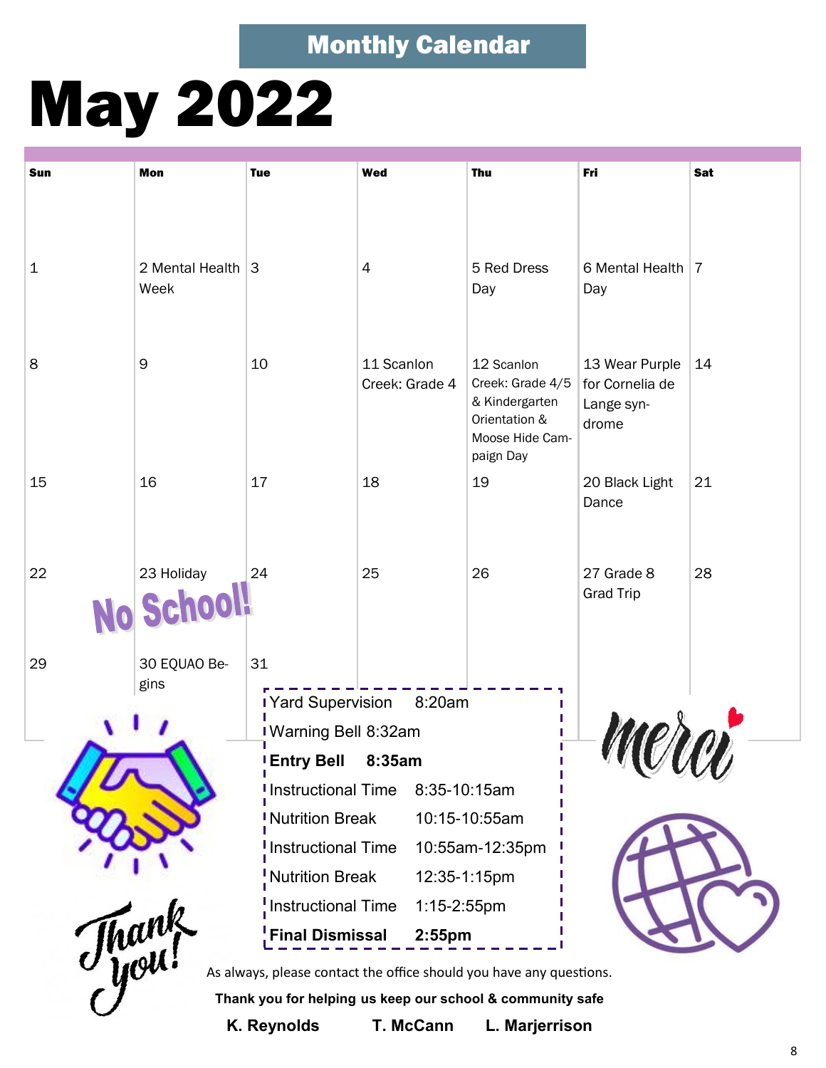## Monthly Calendar

# May 2022

| Sun | Mon | Tue | Wed | Thu | Fri | Sat |
|---|---|---|---|---|---|---|
| | | | | | | |
| 1 | 2 Mental Health Week | 3 | 4 | 5 Red Dress Day | 6 Mental Health Day | 7 |
| 8 | 9 | 10 | 11 Scanlon Creek: Grade 4 | 12 Scanlon Creek: Grade 4/5 & Kindergarten Orientation & Moose Hide Campaign Day | 13 Wear Purple for Cornelia de Lange syndrome | 14 |
| 15 | 16 | 17 | 18 | 19 | 20 Black Light Dance | 21 |
| 22 | 23 Holiday No School! | 24 | 25 | 26 | 27 Grade 8 Grad Trip | 28 |
| 29 | 30 EQUAO Begins | 31 | | | | |

| | |
|---|---|
| Yard Supervision | 8:20am |
| Warning Bell | 8:32am |
| **Entry Bell** | **8:35am** |
| Instructional Time | 8:35-10:15am |
| Nutrition Break | 10:15-10:55am |
| Instructional Time | 10:55am-12:35pm |
| Nutrition Break | 12:35-1:15pm |
| Instructional Time | 1:15-2:55pm |
| **Final Dismissal** | **2:55pm** |

Thank you!

merci

As always, please contact the office should you have any questions.

**Thank you for helping us keep our school & community safe**

**K. Reynolds T. McCann L. Marjerrison**